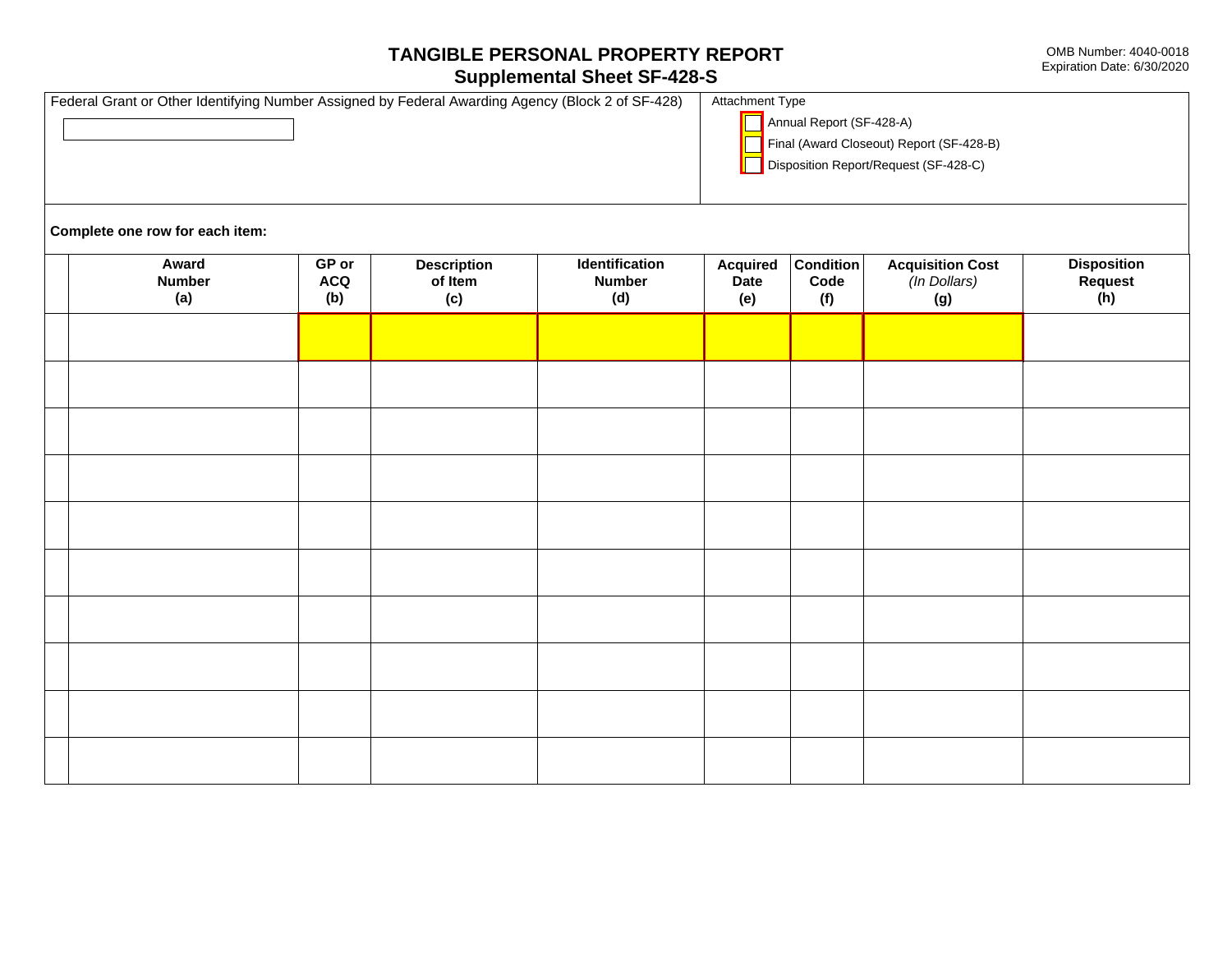# TANGIBLE PERSONAL PROPERTY REPORT
## Supplemental Sheet SF-428-S

OMB Number: 4040-0018
Expiration Date: 6/30/2020

Federal Grant or Other Identifying Number Assigned by Federal Awarding Agency (Block 2 of SF-428)

Attachment Type

- [ ] Annual Report (SF-428-A)
- [ ] Final (Award Closeout) Report (SF-428-B)
- [ ] Disposition Report/Request (SF-428-C)

**Complete one row for each item:**

| | **Award Number (a)** | **GP or ACQ (b)** | **Description of Item (c)** | **Identification Number (d)** | **Acquired Date (e)** | **Condition Code (f)** | **Acquisition Cost** *(In Dollars)* **(g)** | **Disposition Request (h)** |
|---|---|---|---|---|---|---|---|---|
| | | | | | | | | |
| | | | | | | | | |
| | | | | | | | | |
| | | | | | | | | |
| | | | | | | | | |
| | | | | | | | | |
| | | | | | | | | |
| | | | | | | | | |
| | | | | | | | | |
| | | | | | | | | |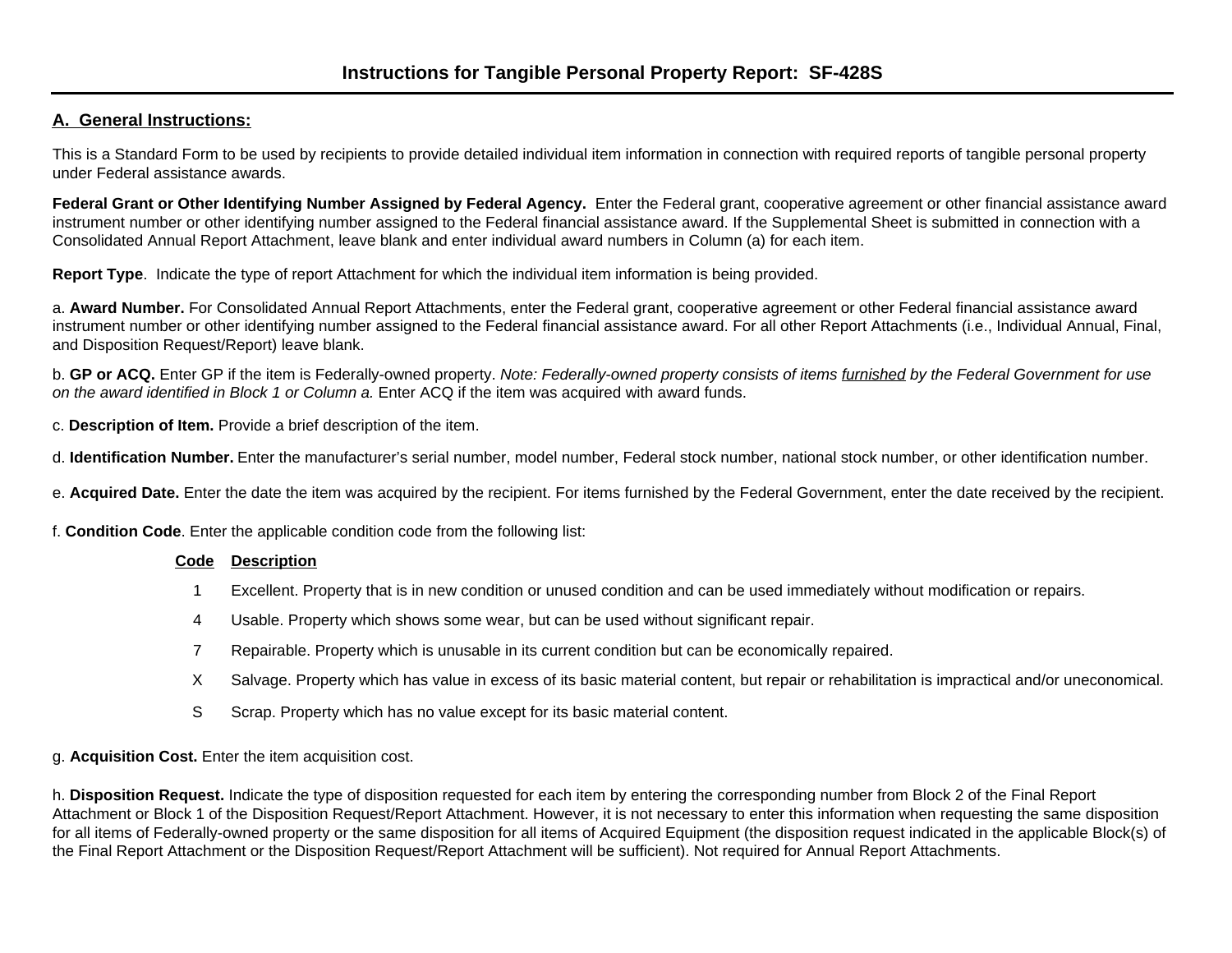# Instructions for Tangible Personal Property Report: SF-428S

## A. General Instructions:

This is a Standard Form to be used by recipients to provide detailed individual item information in connection with required reports of tangible personal property under Federal assistance awards.

**Federal Grant or Other Identifying Number Assigned by Federal Agency.** Enter the Federal grant, cooperative agreement or other financial assistance award instrument number or other identifying number assigned to the Federal financial assistance award. If the Supplemental Sheet is submitted in connection with a Consolidated Annual Report Attachment, leave blank and enter individual award numbers in Column (a) for each item.

**Report Type**. Indicate the type of report Attachment for which the individual item information is being provided.

a. **Award Number.** For Consolidated Annual Report Attachments, enter the Federal grant, cooperative agreement or other Federal financial assistance award instrument number or other identifying number assigned to the Federal financial assistance award. For all other Report Attachments (i.e., Individual Annual, Final, and Disposition Request/Report) leave blank.

b. **GP or ACQ.** Enter GP if the item is Federally-owned property. *Note: Federally-owned property consists of items furnished by the Federal Government for use on the award identified in Block 1 or Column a.* Enter ACQ if the item was acquired with award funds.

c. **Description of Item.** Provide a brief description of the item.

d. **Identification Number.** Enter the manufacturer's serial number, model number, Federal stock number, national stock number, or other identification number.

e. **Acquired Date.** Enter the date the item was acquired by the recipient. For items furnished by the Federal Government, enter the date received by the recipient.

f. **Condition Code**. Enter the applicable condition code from the following list:

| Code | Description |
|---|---|
| 1 | Excellent. Property that is in new condition or unused condition and can be used immediately without modification or repairs. |
| 4 | Usable. Property which shows some wear, but can be used without significant repair. |
| 7 | Repairable. Property which is unusable in its current condition but can be economically repaired. |
| X | Salvage. Property which has value in excess of its basic material content, but repair or rehabilitation is impractical and/or uneconomical. |
| S | Scrap. Property which has no value except for its basic material content. |

g. **Acquisition Cost.** Enter the item acquisition cost.

h. **Disposition Request.** Indicate the type of disposition requested for each item by entering the corresponding number from Block 2 of the Final Report Attachment or Block 1 of the Disposition Request/Report Attachment. However, it is not necessary to enter this information when requesting the same disposition for all items of Federally-owned property or the same disposition for all items of Acquired Equipment (the disposition request indicated in the applicable Block(s) of the Final Report Attachment or the Disposition Request/Report Attachment will be sufficient). Not required for Annual Report Attachments.